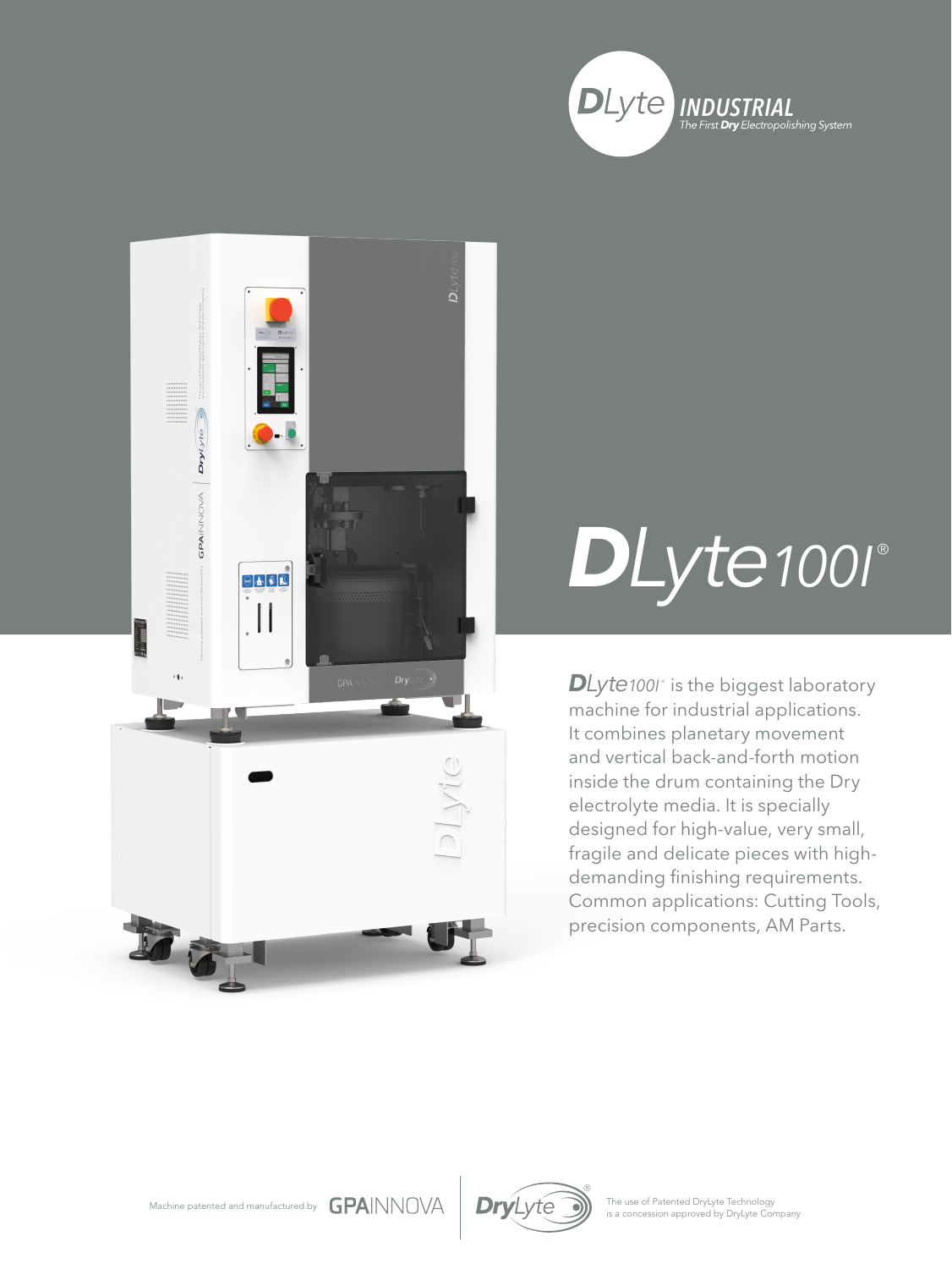DLyte INDUSTRIAL
The First **Dry** Electropolishing System

# DLyte 100I®

**D**Lyte100I® is the biggest laboratory machine for industrial applications. It combines planetary movement and vertical back-and-forth motion inside the drum containing the Dry electrolyte media. It is specially designed for high-value, very small, fragile and delicate pieces with high-demanding finishing requirements. Common applications: Cutting Tools, precision components, AM Parts.

Machine patented and manufactured by GPAINNOVA | DryLyte® The use of Patented DryLyte Technology is a concession approved by DryLyte Company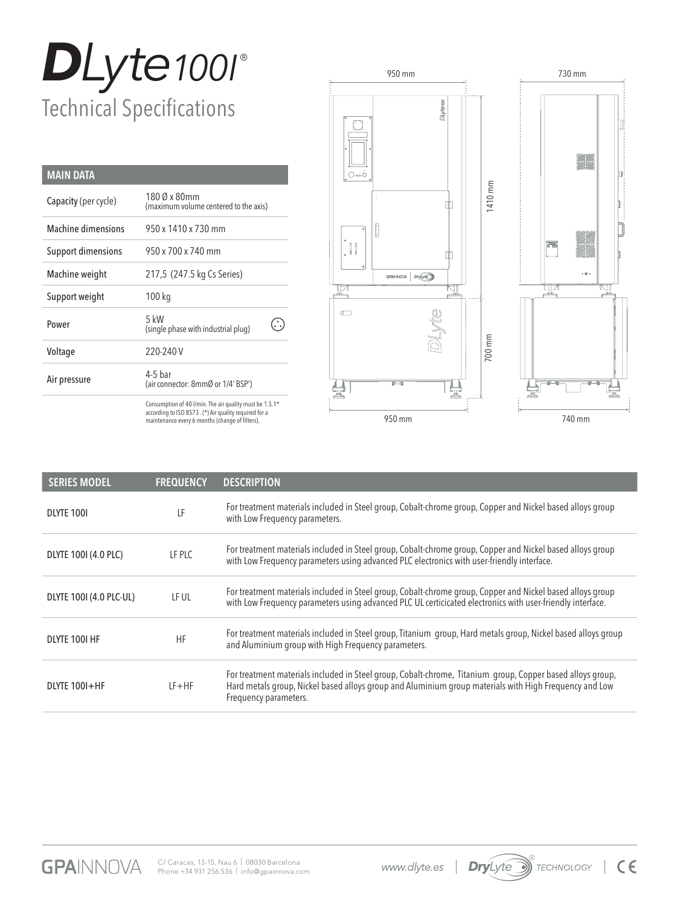# DLyte 100I®

## Technical Specifications

| MAIN DATA | |
|---|---|
| Capacity (per cycle) | 180 Ø x 80mm (maximum volume centered to the axis) |
| Machine dimensions | 950 x 1410 x 730 mm |
| Support dimensions | 950 x 700 x 740 mm |
| Machine weight | 217,5 (247.5 kg Cs Series) |
| Support weight | 100 kg |
| Power | 5 kW (single phase with industrial plug) |
| Voltage | 220-240 V |
| Air pressure | 4-5 bar (air connector: 8mmØ or 1/4' BSP') |

Consumption of 40 l/min. The air quality must be 1.5.1* according to ISO 8573 . (*) Air quality required for a maintenance every 6 months (change of filters).

950 mm

730 mm

1410 mm

700 mm

950 mm

740 mm

| SERIES MODEL | FREQUENCY | DESCRIPTION |
|---|---|---|
| DLYTE 100I | LF | For treatment materials included in Steel group, Cobalt-chrome group, Copper and Nickel based alloys group with Low Frequency parameters. |
| DLYTE 100I (4.0 PLC) | LF PLC | For treatment materials included in Steel group, Cobalt-chrome group, Copper and Nickel based alloys group with Low Frequency parameters using advanced PLC electronics with user-friendly interface. |
| DLYTE 100I (4.0 PLC-UL) | LF UL | For treatment materials included in Steel group, Cobalt-chrome group, Copper and Nickel based alloys group with Low Frequency parameters using advanced PLC UL certicicated electronics with user-friendly interface. |
| DLYTE 100I HF | HF | For treatment materials included in Steel group, Titanium group, Hard metals group, Nickel based alloys group and Aluminium group with High Frequency parameters. |
| DLYTE 100I+HF | LF+HF | For treatment materials included in Steel group, Cobalt-chrome, Titanium group, Copper based alloys group, Hard metals group, Nickel based alloys group and Aluminium group materials with High Frequency and Low Frequency parameters. |

GPAINNOVA C/ Caracas, 13-15, Nau 6 | 08030 Barcelona Phone +34 931 256 536 | info@gpainnova.com

www.dlyte.es | DryLyte® TECHNOLOGY | CE